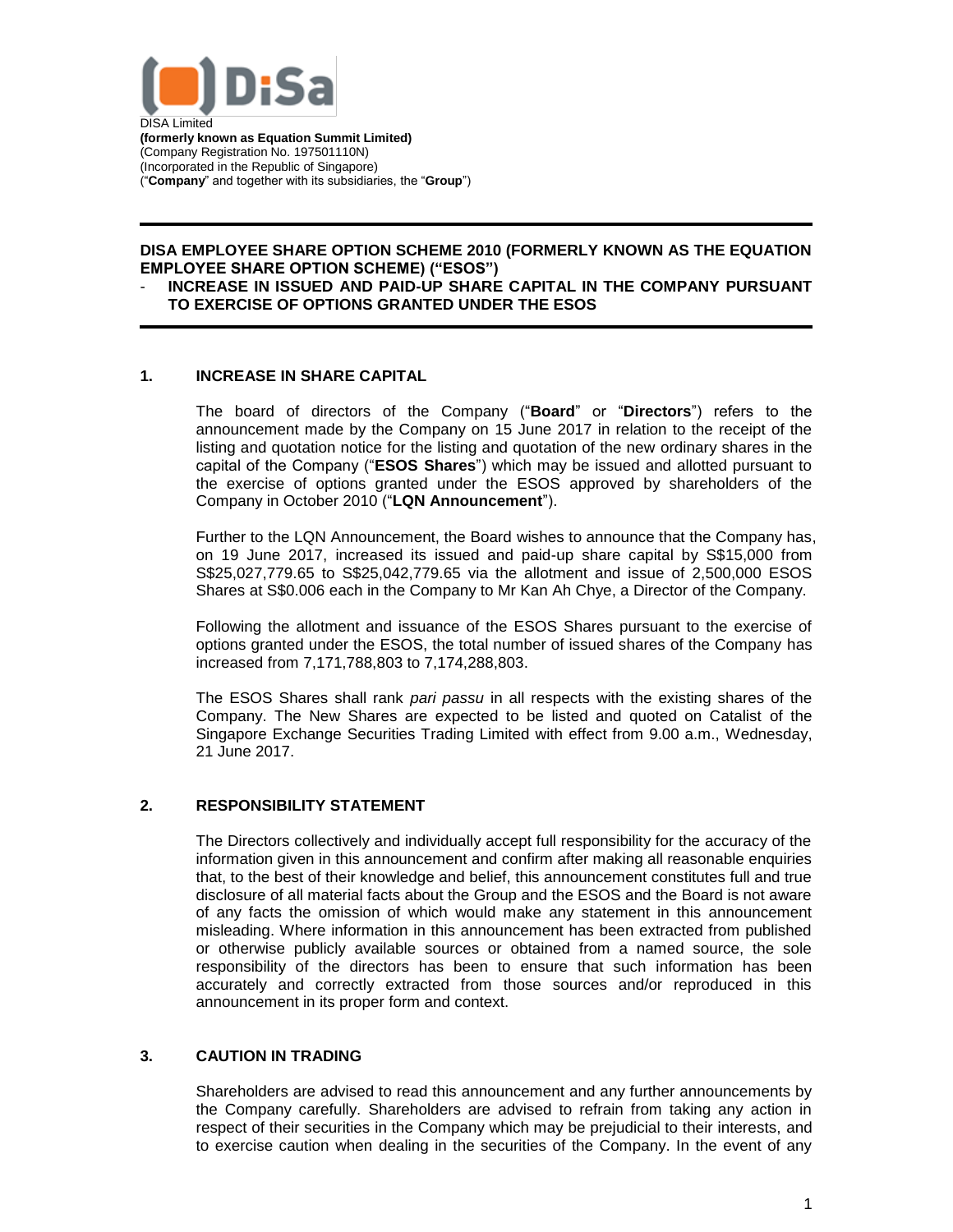DISA Limited
**(formerly known as Equation Summit Limited)**
(Company Registration No. 197501110N)
(Incorporated in the Republic of Singapore)
("**Company**" and together with its subsidiaries, the "**Group**")

## DISA EMPLOYEE SHARE OPTION SCHEME 2010 (FORMERLY KNOWN AS THE EQUATION EMPLOYEE SHARE OPTION SCHEME) ("ESOS")
## - INCREASE IN ISSUED AND PAID-UP SHARE CAPITAL IN THE COMPANY PURSUANT TO EXERCISE OF OPTIONS GRANTED UNDER THE ESOS

### 1. INCREASE IN SHARE CAPITAL

The board of directors of the Company ("**Board**" or "**Directors**") refers to the announcement made by the Company on 15 June 2017 in relation to the receipt of the listing and quotation notice for the listing and quotation of the new ordinary shares in the capital of the Company ("**ESOS Shares**") which may be issued and allotted pursuant to the exercise of options granted under the ESOS approved by shareholders of the Company in October 2010 ("**LQN Announcement**").

Further to the LQN Announcement, the Board wishes to announce that the Company has, on 19 June 2017, increased its issued and paid-up share capital by S$15,000 from S$25,027,779.65 to S$25,042,779.65 via the allotment and issue of 2,500,000 ESOS Shares at S$0.006 each in the Company to Mr Kan Ah Chye, a Director of the Company.

Following the allotment and issuance of the ESOS Shares pursuant to the exercise of options granted under the ESOS, the total number of issued shares of the Company has increased from 7,171,788,803 to 7,174,288,803.

The ESOS Shares shall rank *pari passu* in all respects with the existing shares of the Company. The New Shares are expected to be listed and quoted on Catalist of the Singapore Exchange Securities Trading Limited with effect from 9.00 a.m., Wednesday, 21 June 2017.

### 2. RESPONSIBILITY STATEMENT

The Directors collectively and individually accept full responsibility for the accuracy of the information given in this announcement and confirm after making all reasonable enquiries that, to the best of their knowledge and belief, this announcement constitutes full and true disclosure of all material facts about the Group and the ESOS and the Board is not aware of any facts the omission of which would make any statement in this announcement misleading. Where information in this announcement has been extracted from published or otherwise publicly available sources or obtained from a named source, the sole responsibility of the directors has been to ensure that such information has been accurately and correctly extracted from those sources and/or reproduced in this announcement in its proper form and context.

### 3. CAUTION IN TRADING

Shareholders are advised to read this announcement and any further announcements by the Company carefully. Shareholders are advised to refrain from taking any action in respect of their securities in the Company which may be prejudicial to their interests, and to exercise caution when dealing in the securities of the Company. In the event of any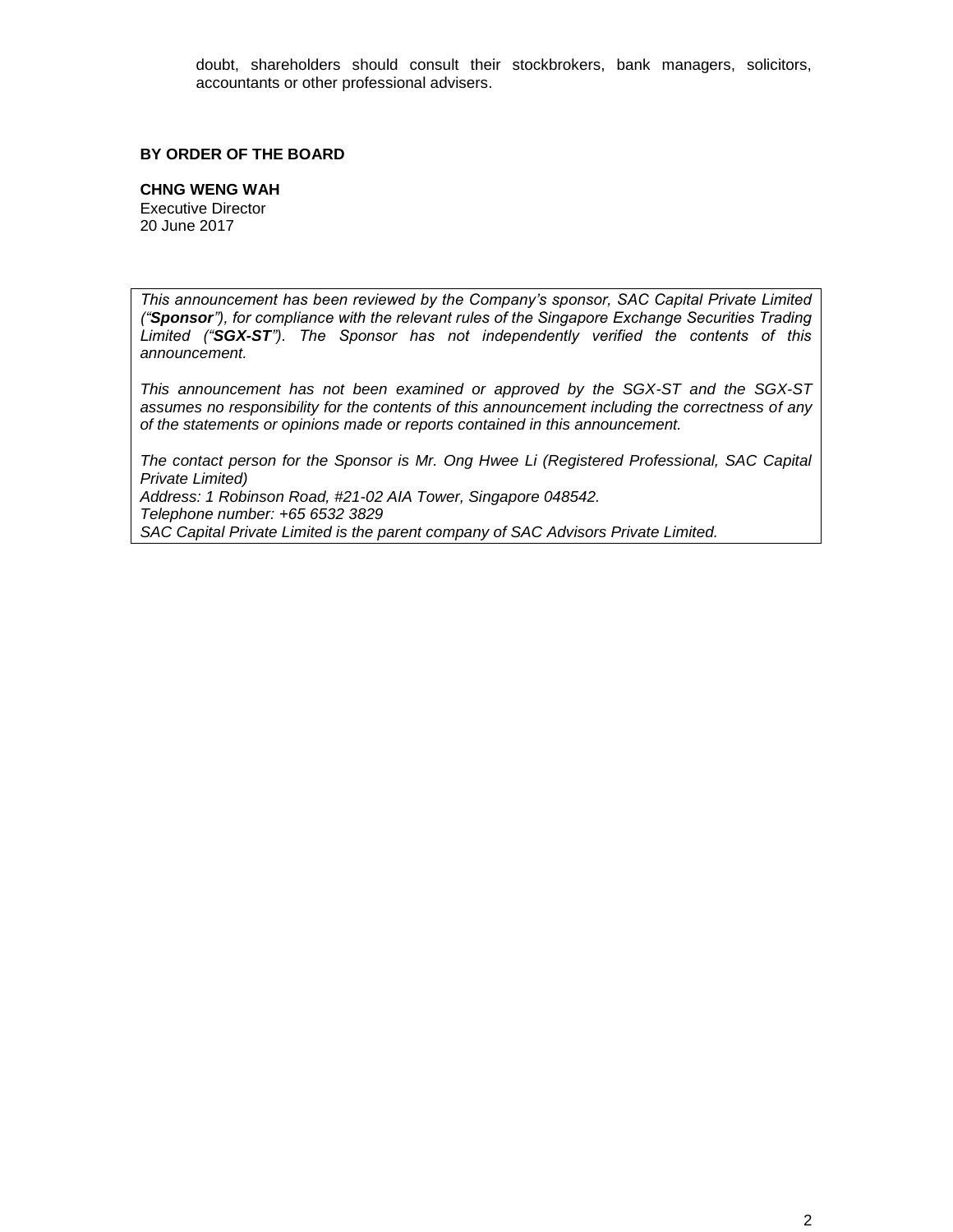doubt, shareholders should consult their stockbrokers, bank managers, solicitors, accountants or other professional advisers.

**BY ORDER OF THE BOARD**

**CHNG WENG WAH**
Executive Director
20 June 2017

*This announcement has been reviewed by the Company's sponsor, SAC Capital Private Limited ("**Sponsor**"), for compliance with the relevant rules of the Singapore Exchange Securities Trading Limited ("**SGX-ST**"). The Sponsor has not independently verified the contents of this announcement.*

*This announcement has not been examined or approved by the SGX-ST and the SGX-ST assumes no responsibility for the contents of this announcement including the correctness of any of the statements or opinions made or reports contained in this announcement.*

*The contact person for the Sponsor is Mr. Ong Hwee Li (Registered Professional, SAC Capital Private Limited)*
*Address: 1 Robinson Road, #21-02 AIA Tower, Singapore 048542.*
*Telephone number: +65 6532 3829*
*SAC Capital Private Limited is the parent company of SAC Advisors Private Limited.*